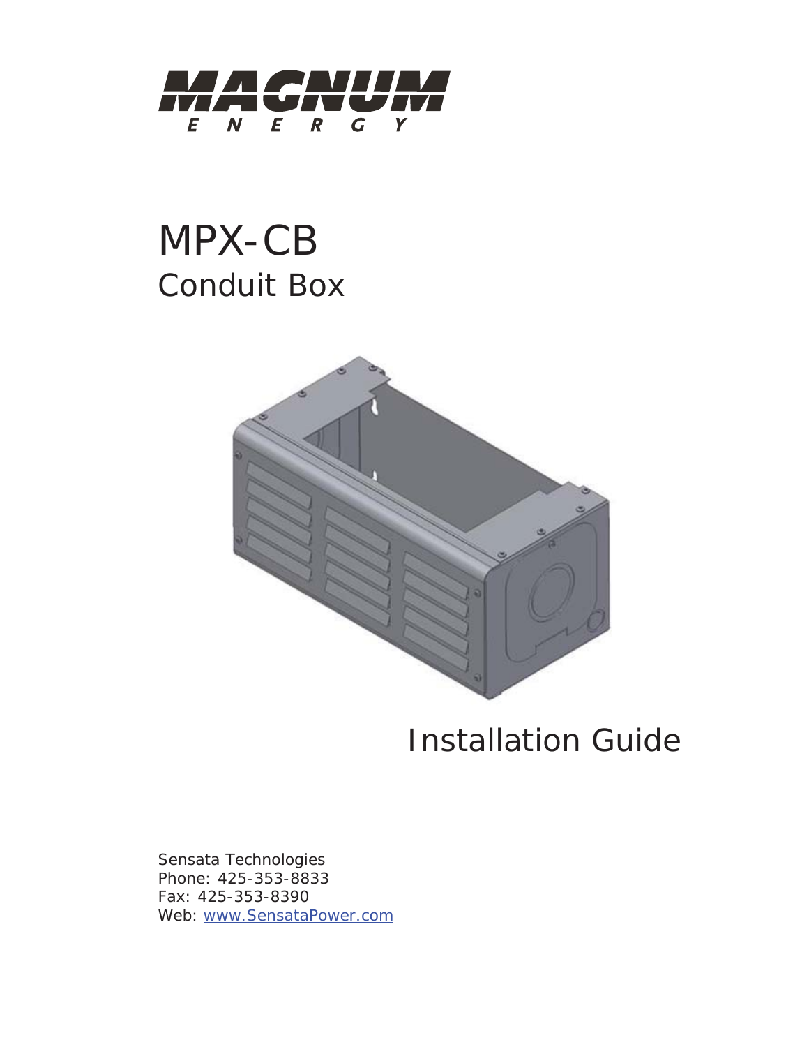MAGNUM
E N E R G Y

# MPX-CB
## Conduit Box

# Installation Guide

Sensata Technologies
Phone: 425-353-8833
Fax: 425-353-8390
Web: www.SensataPower.com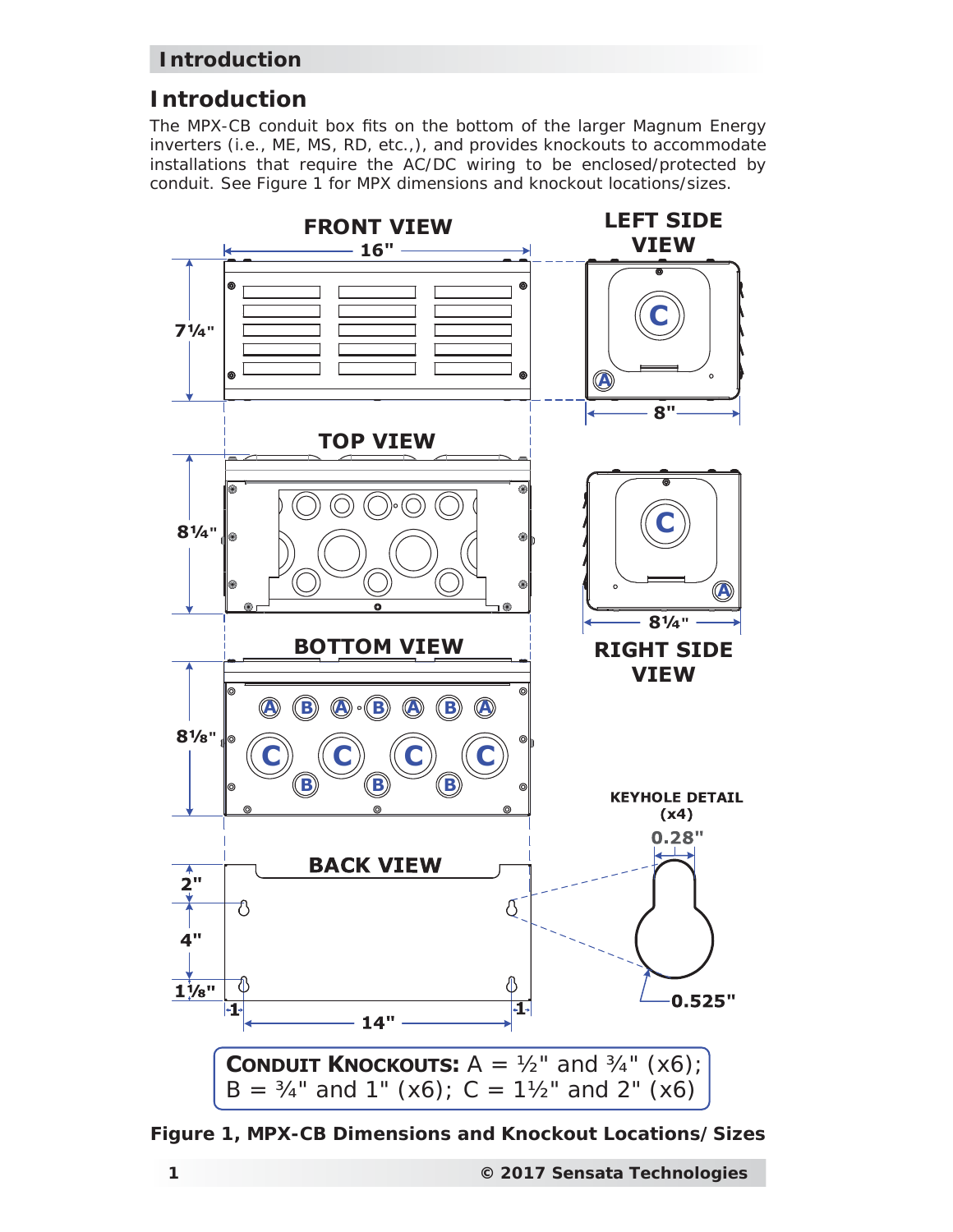## Introduction

The MPX-CB conduit box fits on the bottom of the larger Magnum Energy inverters (i.e., ME, MS, RD, etc.,), and provides knockouts to accommodate installations that require the AC/DC wiring to be enclosed/protected by conduit. See Figure 1 for MPX dimensions and knockout locations/sizes.

FRONT VIEW — 16" — 7¼"

LEFT SIDE VIEW — 8"

TOP VIEW — 8¼"

RIGHT SIDE VIEW — 8¼"

BOTTOM VIEW — 8⅛"

BACK VIEW — 2", 4", 1⅛", 1, 14", 1

KEYHOLE DETAIL (x4) — 0.28", 0.525"

**CONDUIT KNOCKOUTS:** A = ½" and ¾" (x6); B = ¾" and 1" (x6); C = 1½" and 2" (x6)

**Figure 1, MPX-CB Dimensions and Knockout Locations/Sizes**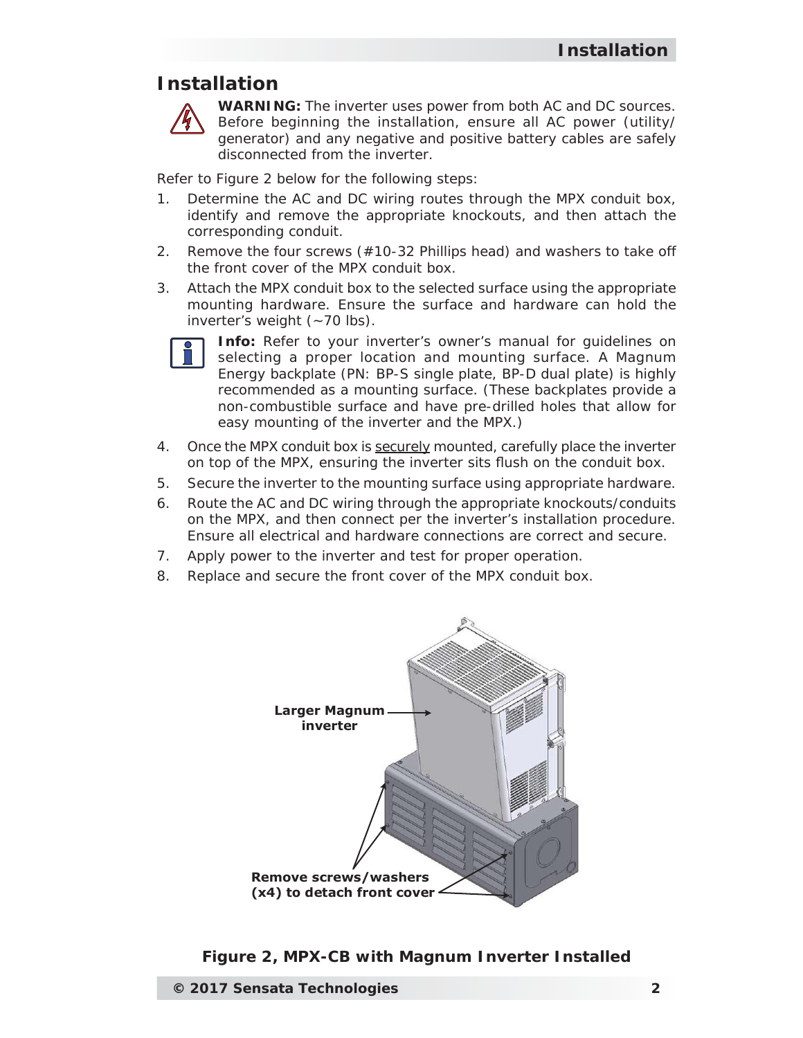## Installation

**WARNING:** The inverter uses power from both AC and DC sources. Before beginning the installation, ensure all AC power (utility/generator) and any negative and positive battery cables are safely disconnected from the inverter.

Refer to Figure 2 below for the following steps:

1. Determine the AC and DC wiring routes through the MPX conduit box, identify and remove the appropriate knockouts, and then attach the corresponding conduit.
2. Remove the four screws (#10-32 Phillips head) and washers to take off the front cover of the MPX conduit box.
3. Attach the MPX conduit box to the selected surface using the appropriate mounting hardware. Ensure the surface and hardware can hold the inverter's weight (~70 lbs).

**Info:** Refer to your inverter's owner's manual for guidelines on selecting a proper location and mounting surface. A Magnum Energy backplate (PN: BP-S single plate, BP-D dual plate) is highly recommended as a mounting surface. (These backplates provide a non-combustible surface and have pre-drilled holes that allow for easy mounting of the inverter and the MPX.)

4. Once the MPX conduit box is securely mounted, carefully place the inverter on top of the MPX, ensuring the inverter sits flush on the conduit box.
5. Secure the inverter to the mounting surface using appropriate hardware.
6. Route the AC and DC wiring through the appropriate knockouts/conduits on the MPX, and then connect per the inverter's installation procedure. Ensure all electrical and hardware connections are correct and secure.
7. Apply power to the inverter and test for proper operation.
8. Replace and secure the front cover of the MPX conduit box.

**Larger Magnum inverter**

**Remove screws/washers (x4) to detach front cover**

**Figure 2, MPX-CB with Magnum Inverter Installed**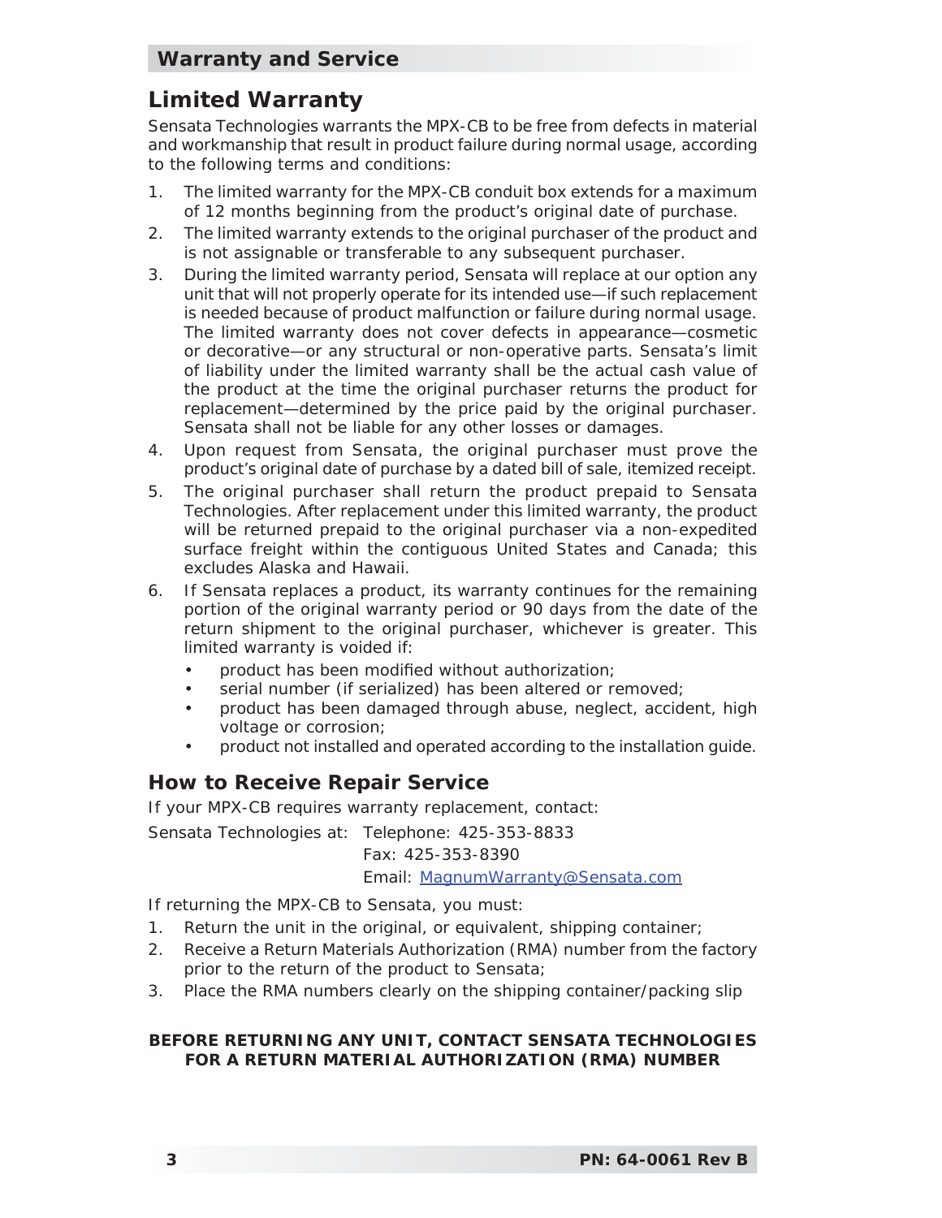# Warranty and Service

## Limited Warranty

Sensata Technologies warrants the MPX-CB to be free from defects in material and workmanship that result in product failure during normal usage, according to the following terms and conditions:

1. The limited warranty for the MPX-CB conduit box extends for a maximum of 12 months beginning from the product's original date of purchase.
2. The limited warranty extends to the original purchaser of the product and is not assignable or transferable to any subsequent purchaser.
3. During the limited warranty period, Sensata will replace at our option any unit that will not properly operate for its intended use—if such replacement is needed because of product malfunction or failure during normal usage. The limited warranty does not cover defects in appearance—cosmetic or decorative—or any structural or non-operative parts. Sensata's limit of liability under the limited warranty shall be the actual cash value of the product at the time the original purchaser returns the product for replacement—determined by the price paid by the original purchaser. Sensata shall not be liable for any other losses or damages.
4. Upon request from Sensata, the original purchaser must prove the product's original date of purchase by a dated bill of sale, itemized receipt.
5. The original purchaser shall return the product prepaid to Sensata Technologies. After replacement under this limited warranty, the product will be returned prepaid to the original purchaser via a non-expedited surface freight within the contiguous United States and Canada; this excludes Alaska and Hawaii.
6. If Sensata replaces a product, its warranty continues for the remaining portion of the original warranty period or 90 days from the date of the return shipment to the original purchaser, whichever is greater. This limited warranty is voided if:
   - product has been modified without authorization;
   - serial number (if serialized) has been altered or removed;
   - product has been damaged through abuse, neglect, accident, high voltage or corrosion;
   - product not installed and operated according to the installation guide.

## How to Receive Repair Service

If your MPX-CB requires warranty replacement, contact:

Sensata Technologies at: Telephone: 425-353-8833
Fax: 425-353-8390
Email: MagnumWarranty@Sensata.com

If returning the MPX-CB to Sensata, you must:

1. Return the unit in the original, or equivalent, shipping container;
2. Receive a Return Materials Authorization (RMA) number from the factory prior to the return of the product to Sensata;
3. Place the RMA numbers clearly on the shipping container/packing slip

**BEFORE RETURNING ANY UNIT, CONTACT SENSATA TECHNOLOGIES FOR A RETURN MATERIAL AUTHORIZATION (RMA) NUMBER**

PN: 64-0061 Rev B